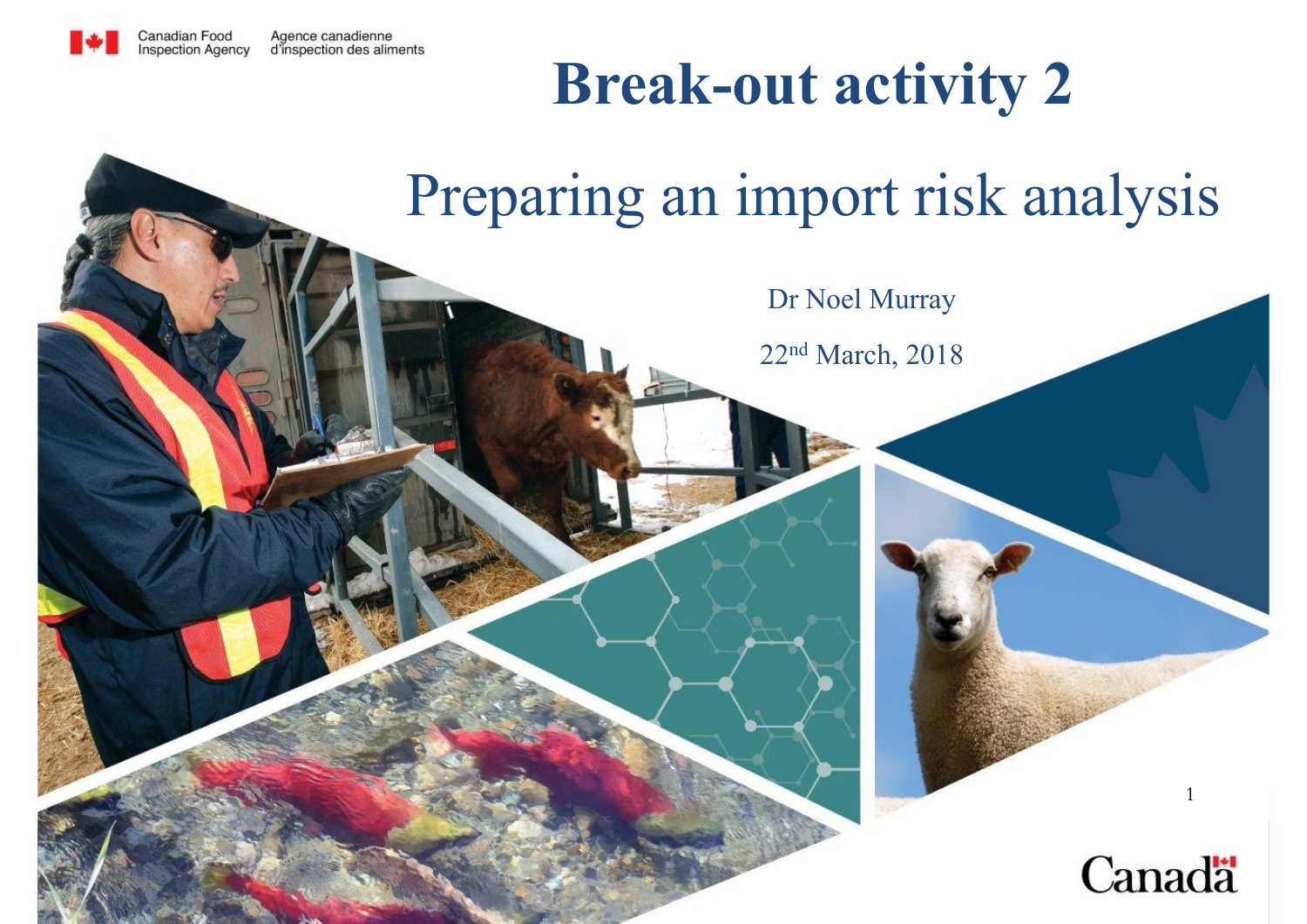Canadian Food Inspection Agency | Agence canadienne d'inspection des aliments

# Break-out activity 2

## Preparing an import risk analysis

Dr Noel Murray

22nd March, 2018

Canada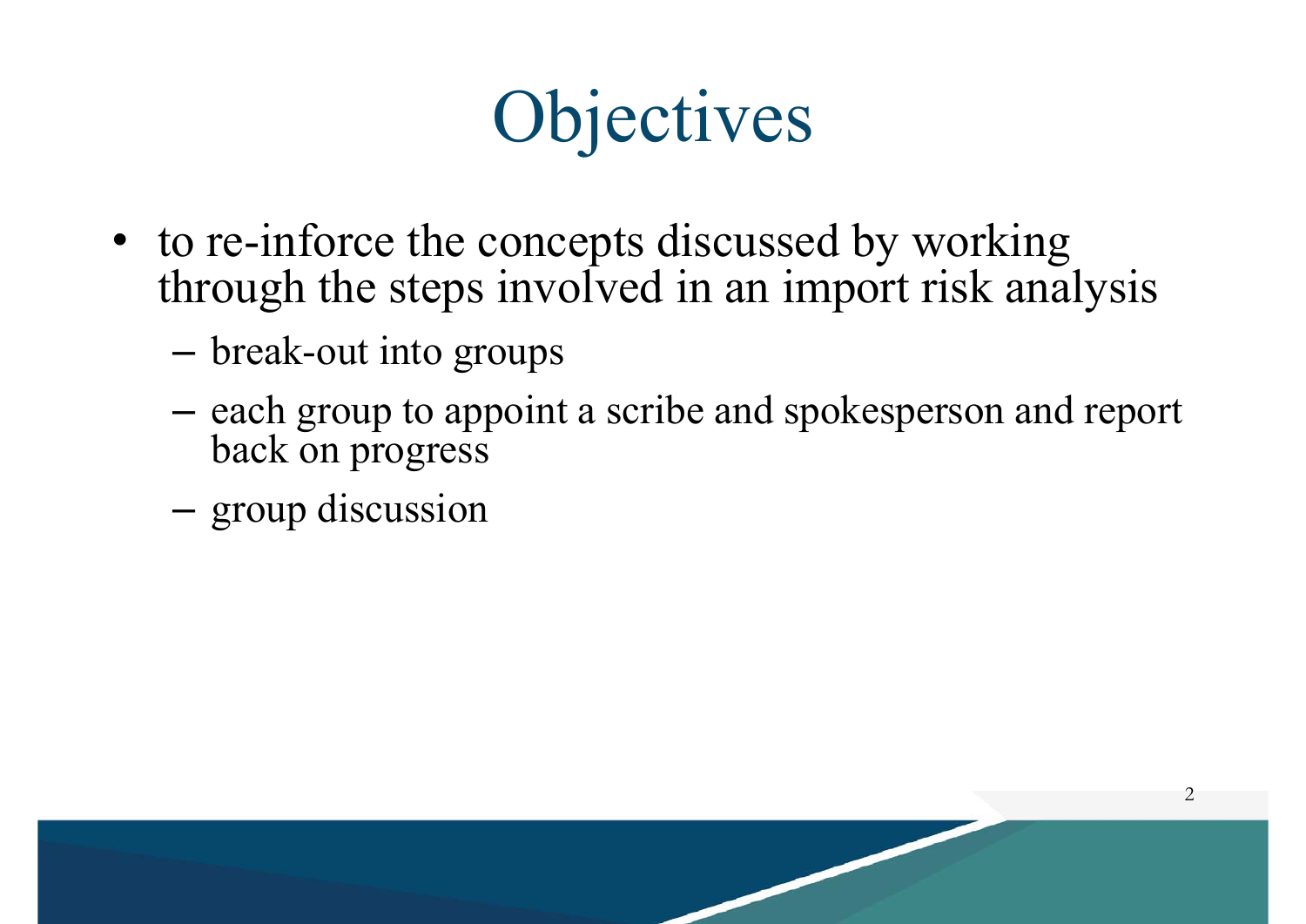# Objectives

- to re-inforce the concepts discussed by working through the steps involved in an import risk analysis
  - break-out into groups
  - each group to appoint a scribe and spokesperson and report back on progress
  - group discussion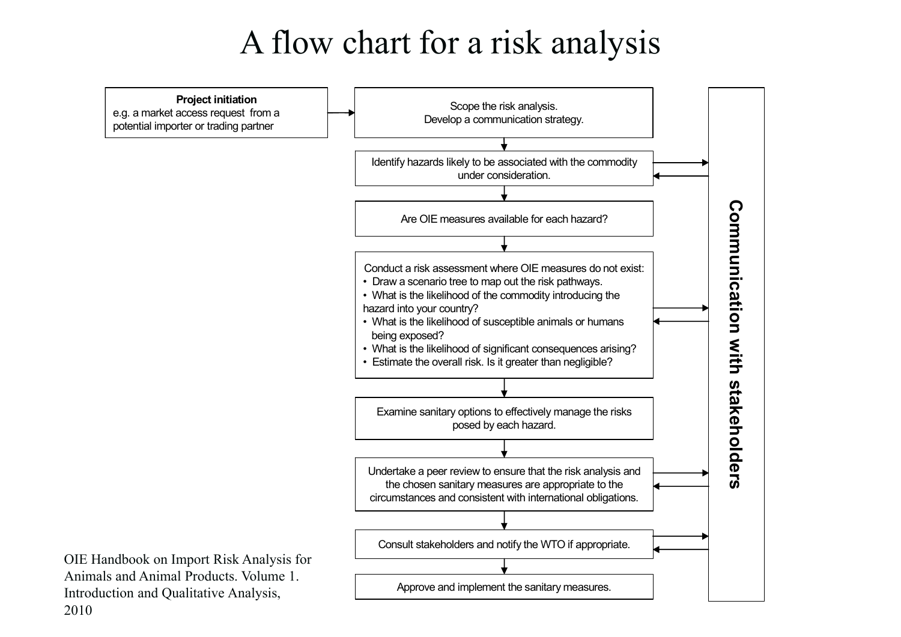# A flow chart for a risk analysis

**Project initiation**
e.g. a market access request from a potential importer or trading partner

→ Scope the risk analysis.
Develop a communication strategy.

↓

Identify hazards likely to be associated with the commodity under consideration.

↓

Are OIE measures available for each hazard?

↓

Conduct a risk assessment where OIE measures do not exist:

- Draw a scenario tree to map out the risk pathways.
- What is the likelihood of the commodity introducing the hazard into your country?
- What is the likelihood of susceptible animals or humans being exposed?
- What is the likelihood of significant consequences arising?
- Estimate the overall risk. Is it greater than negligible?

↓

Examine sanitary options to effectively manage the risks posed by each hazard.

↓

Undertake a peer review to ensure that the risk analysis and the chosen sanitary measures are appropriate to the circumstances and consistent with international obligations.

↓

Consult stakeholders and notify the WTO if appropriate.

↓

Approve and implement the sanitary measures.

**Communication with stakeholders**

OIE Handbook on Import Risk Analysis for Animals and Animal Products. Volume 1. Introduction and Qualitative Analysis, 2010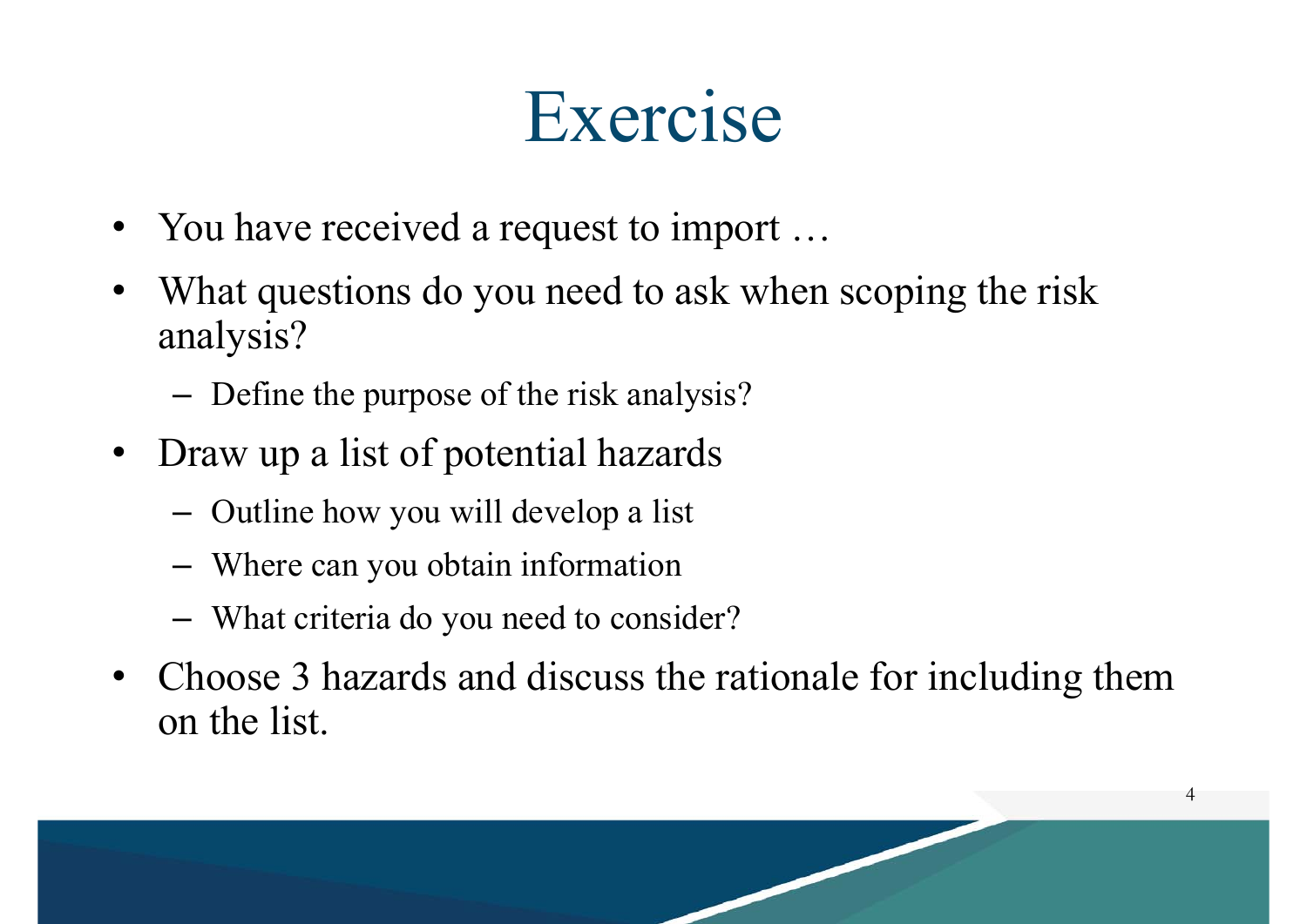# Exercise

- You have received a request to import …
- What questions do you need to ask when scoping the risk analysis?
  - Define the purpose of the risk analysis?
- Draw up a list of potential hazards
  - Outline how you will develop a list
  - Where can you obtain information
  - What criteria do you need to consider?
- Choose 3 hazards and discuss the rationale for including them on the list.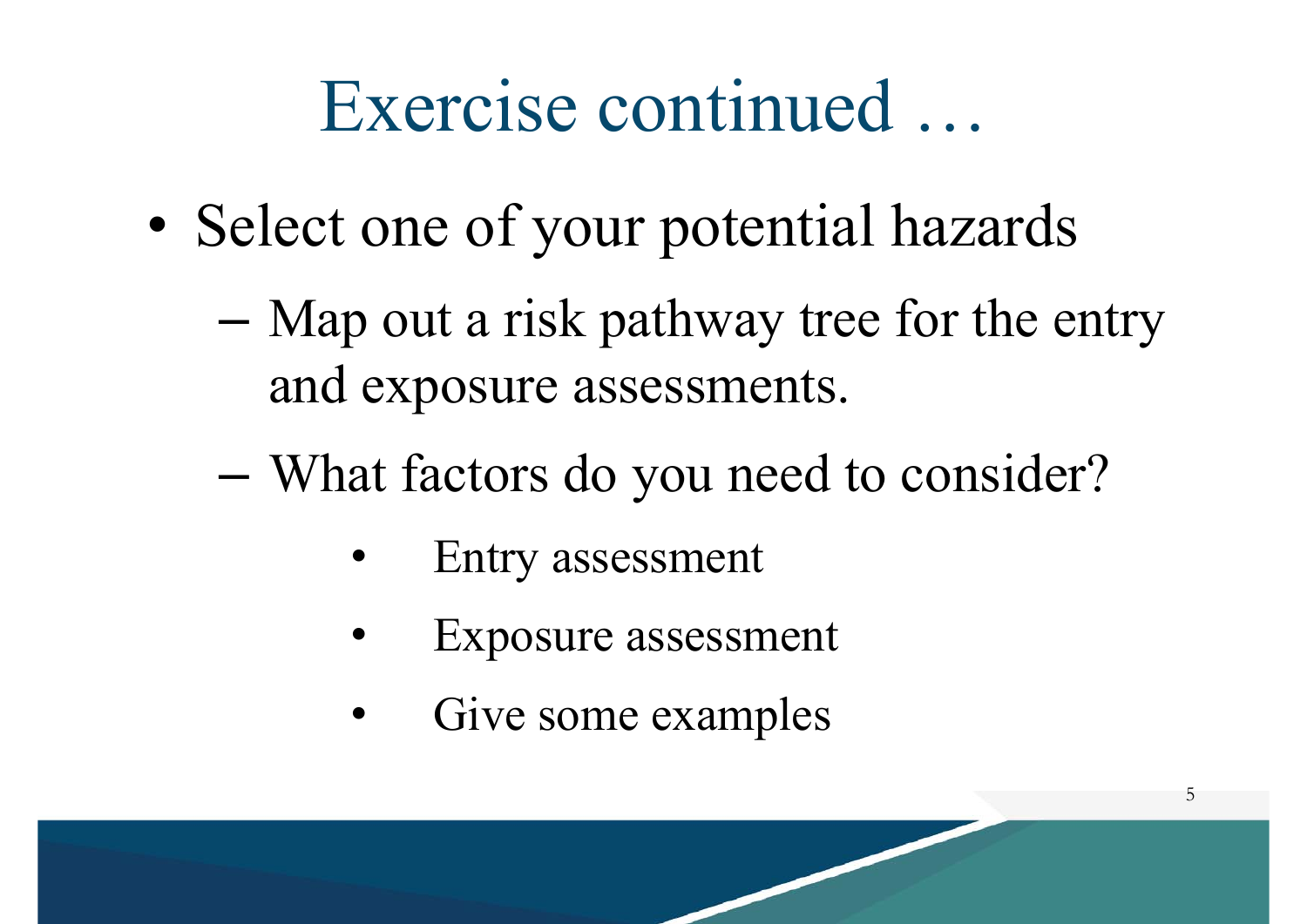# Exercise continued …

- Select one of your potential hazards
  - Map out a risk pathway tree for the entry and exposure assessments.
  - What factors do you need to consider?
    - Entry assessment
    - Exposure assessment
    - Give some examples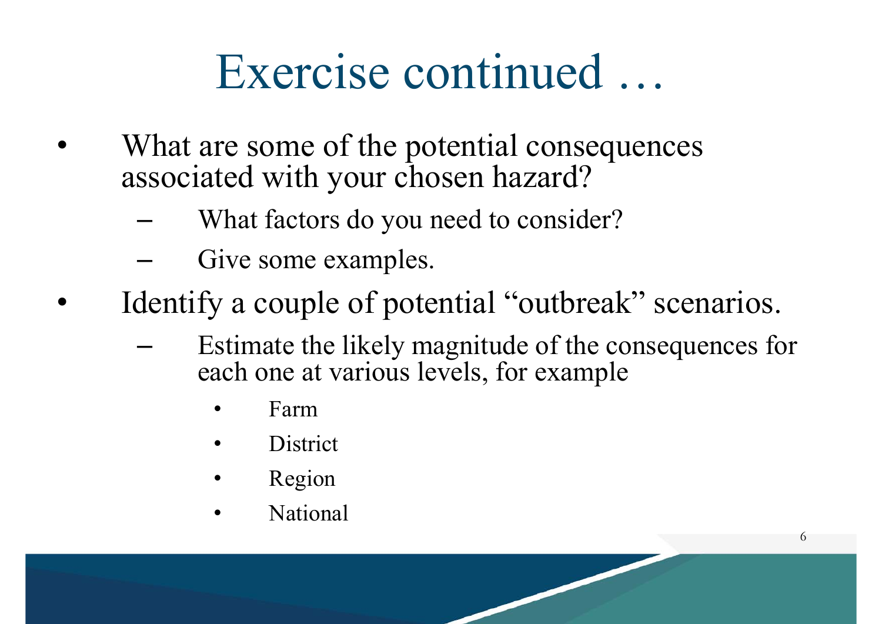# Exercise continued …

- What are some of the potential consequences associated with your chosen hazard?
  - What factors do you need to consider?
  - Give some examples.
- Identify a couple of potential “outbreak” scenarios.
  - Estimate the likely magnitude of the consequences for each one at various levels, for example
    - Farm
    - District
    - Region
    - National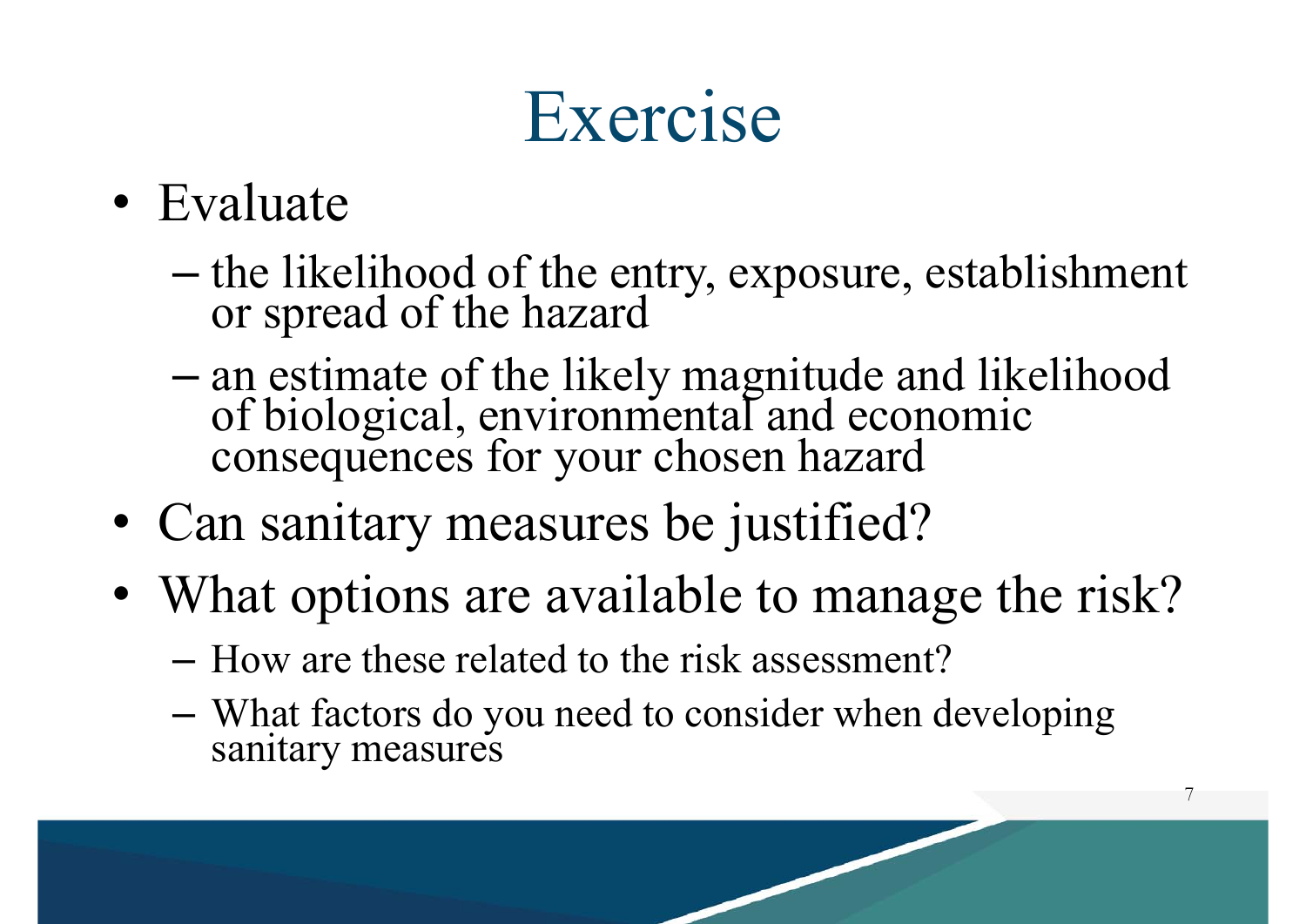# Exercise

- Evaluate
  - the likelihood of the entry, exposure, establishment or spread of the hazard
  - an estimate of the likely magnitude and likelihood of biological, environmental and economic consequences for your chosen hazard
- Can sanitary measures be justified?
- What options are available to manage the risk?
  - How are these related to the risk assessment?
  - What factors do you need to consider when developing sanitary measures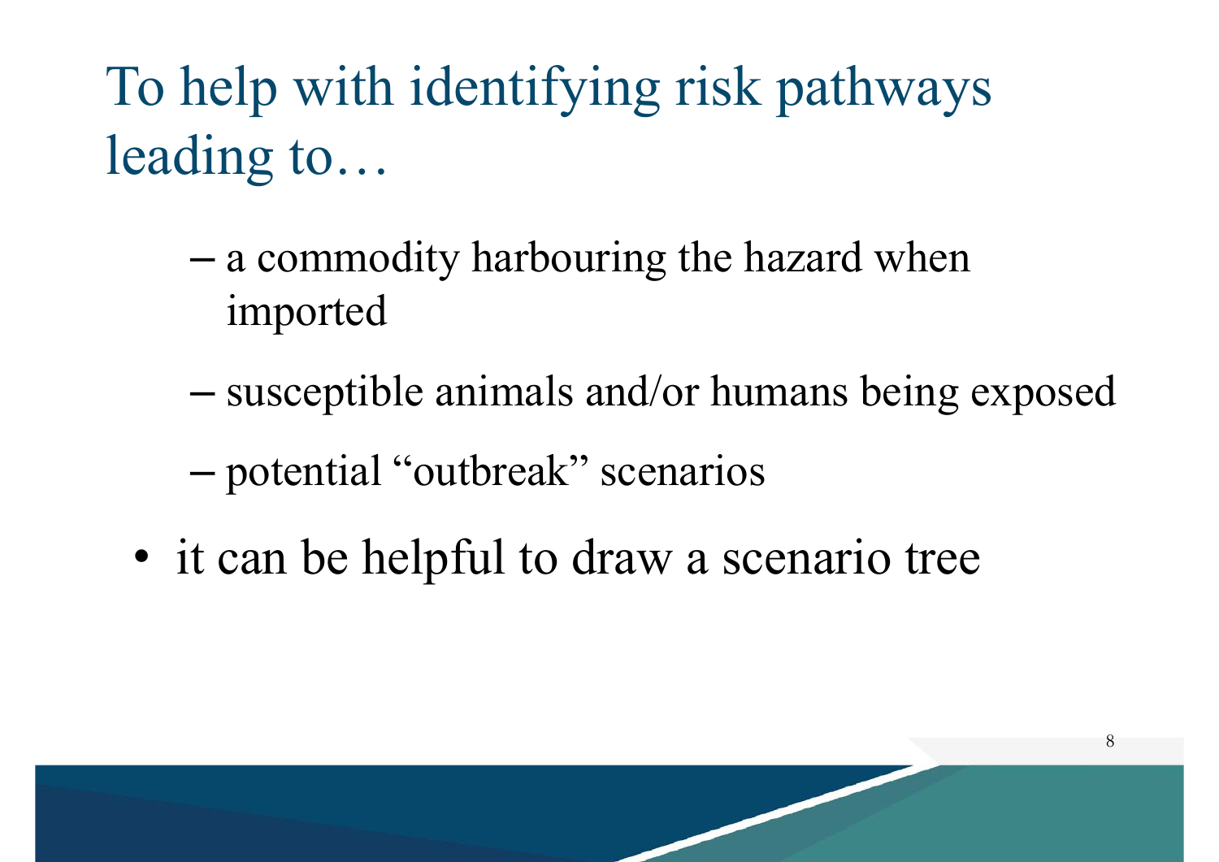# To help with identifying risk pathways leading to…

- a commodity harbouring the hazard when imported
- susceptible animals and/or humans being exposed
- potential "outbreak" scenarios

- it can be helpful to draw a scenario tree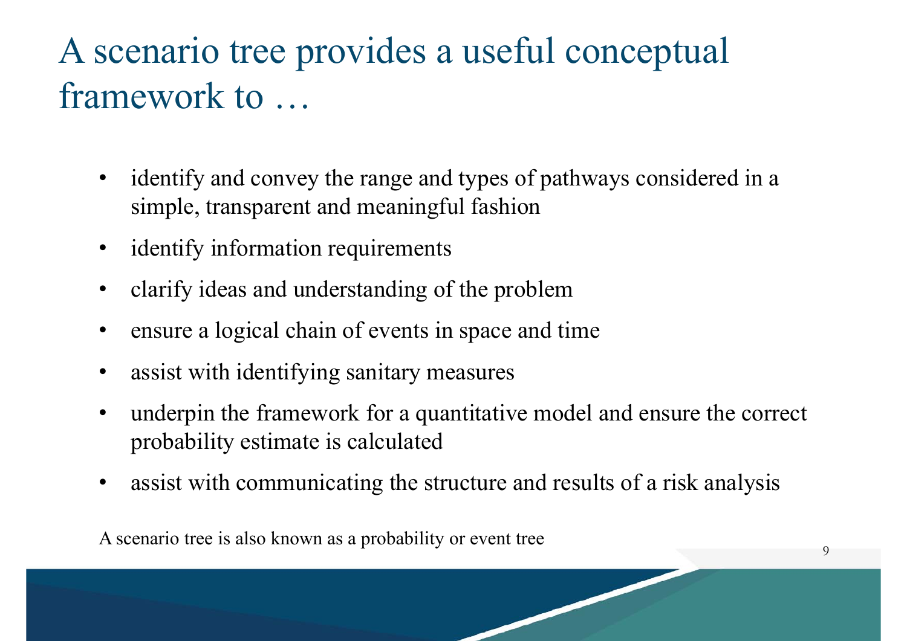# A scenario tree provides a useful conceptual framework to …

- identify and convey the range and types of pathways considered in a simple, transparent and meaningful fashion
- identify information requirements
- clarify ideas and understanding of the problem
- ensure a logical chain of events in space and time
- assist with identifying sanitary measures
- underpin the framework for a quantitative model and ensure the correct probability estimate is calculated
- assist with communicating the structure and results of a risk analysis

A scenario tree is also known as a probability or event tree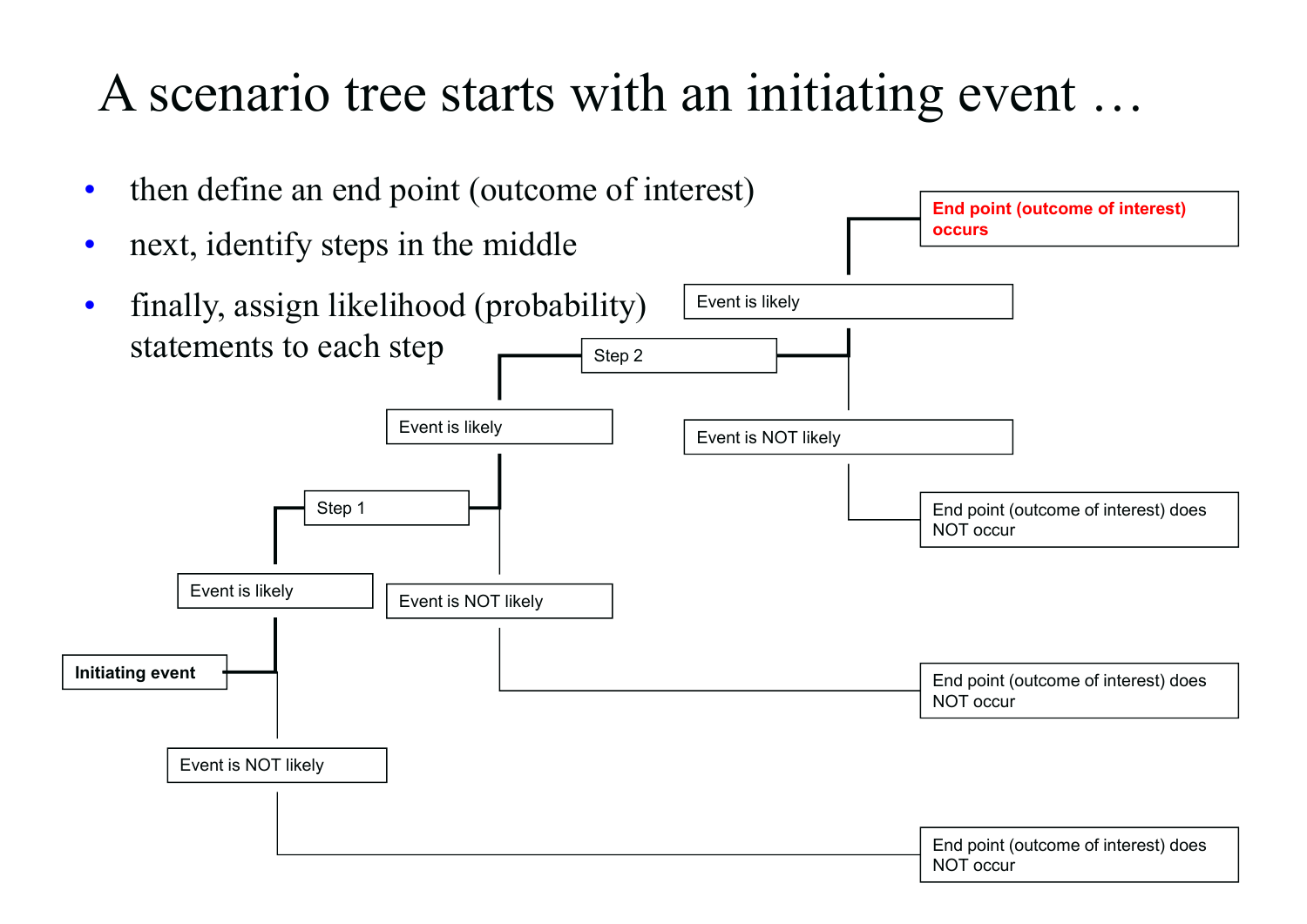# A scenario tree starts with an initiating event …

- then define an end point (outcome of interest)
- next, identify steps in the middle
- finally, assign likelihood (probability) statements to each step

**Initiating event**

- Event is likely
  - Step 1
    - Event is likely
      - Step 2
        - Event is likely
          - **End point (outcome of interest) occurs**
        - Event is NOT likely
          - End point (outcome of interest) does NOT occur
    - Event is NOT likely
      - End point (outcome of interest) does NOT occur
- Event is NOT likely
  - End point (outcome of interest) does NOT occur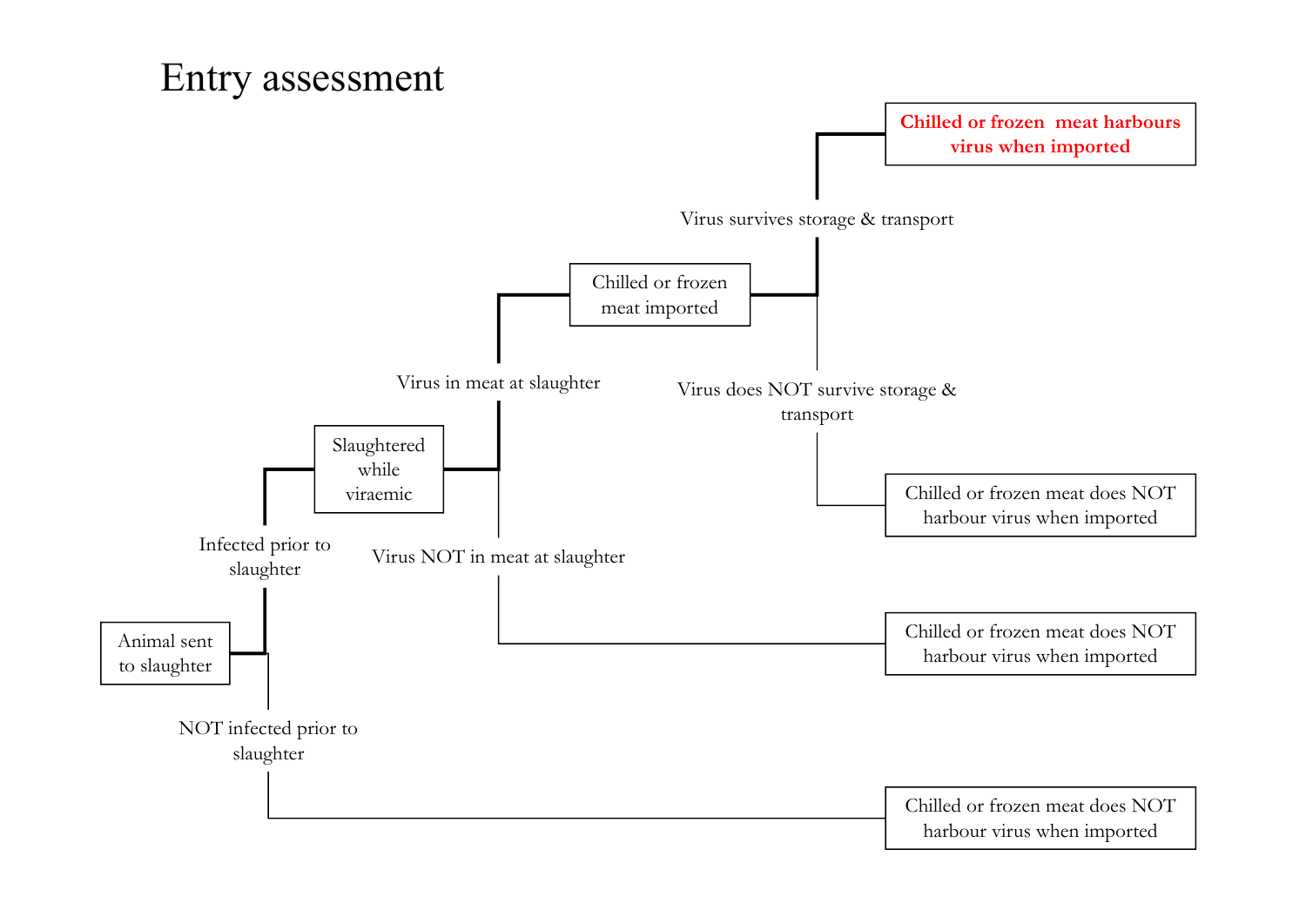# Entry assessment

- **Animal sent to slaughter**
  - Infected prior to slaughter
    - **Slaughtered while viraemic**
      - Virus in meat at slaughter
        - **Chilled or frozen meat imported**
          - Virus survives storage & transport
            - **Chilled or frozen meat harbours virus when imported**
          - Virus does NOT survive storage & transport
            - Chilled or frozen meat does NOT harbour virus when imported
      - Virus NOT in meat at slaughter
        - Chilled or frozen meat does NOT harbour virus when imported
  - NOT infected prior to slaughter
    - Chilled or frozen meat does NOT harbour virus when imported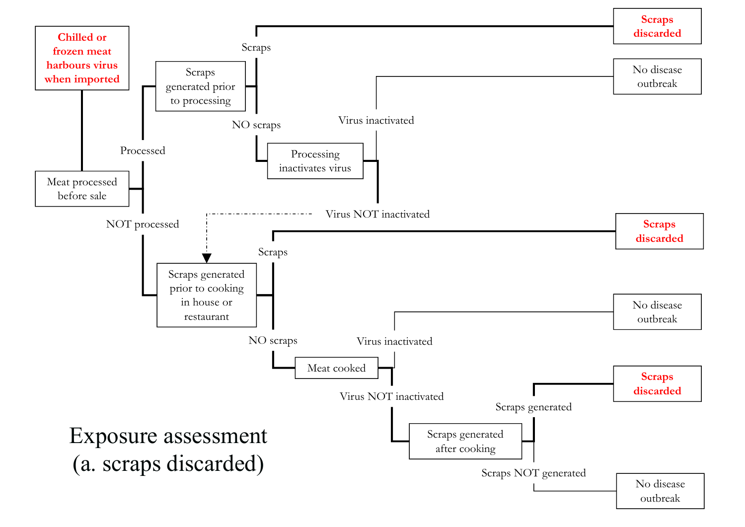# Exposure assessment (a. scraps discarded)

- **Chilled or frozen meat harbours virus when imported**
  - Meat processed before sale
    - Processed
      - Scraps generated prior to processing
        - Scraps → **Scraps discarded**
        - NO scraps
          - Processing inactivates virus
            - Virus inactivated → No disease outbreak
            - Virus NOT inactivated → (to "Scraps generated prior to cooking in house or restaurant")
    - NOT processed
      - Scraps generated prior to cooking in house or restaurant
        - Scraps → **Scraps discarded**
        - NO scraps
          - Meat cooked
            - Virus inactivated → No disease outbreak
            - Virus NOT inactivated
              - Scraps generated after cooking
                - Scraps generated → **Scraps discarded**
                - Scraps NOT generated → No disease outbreak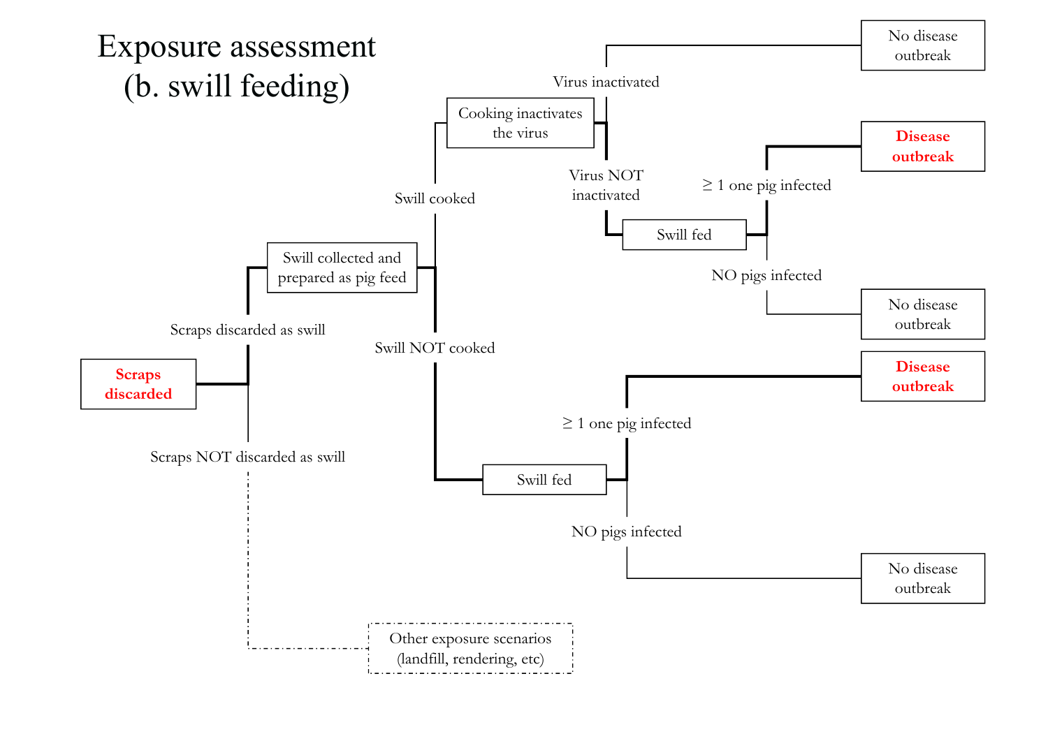# Exposure assessment (b. swill feeding)

- **Scraps discarded**
  - Scraps discarded as swill → Swill collected and prepared as pig feed
    - Swill cooked → Cooking inactivates the virus
      - Virus inactivated → No disease outbreak
      - Virus NOT inactivated → Swill fed
        - ≥ 1 one pig infected → **Disease outbreak**
        - NO pigs infected → No disease outbreak
    - Swill NOT cooked → Swill fed
      - ≥ 1 one pig infected → **Disease outbreak**
      - NO pigs infected → No disease outbreak
  - Scraps NOT discarded as swill → Other exposure scenarios (landfill, rendering, etc)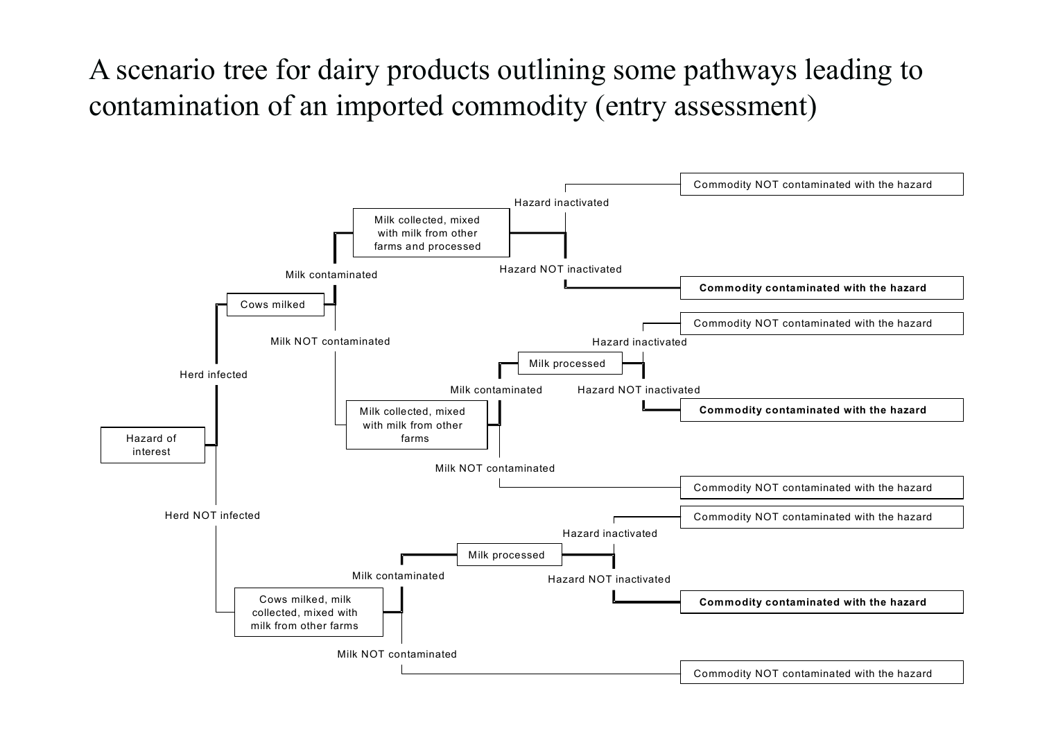# A scenario tree for dairy products outlining some pathways leading to contamination of an imported commodity (entry assessment)

- Hazard of interest
  - Herd infected
    - Cows milked
      - Milk contaminated
        - Milk collected, mixed with milk from other farms and processed
          - Hazard inactivated → Commodity NOT contaminated with the hazard
          - Hazard NOT inactivated → **Commodity contaminated with the hazard**
      - Milk NOT contaminated
        - Milk collected, mixed with milk from other farms
          - Milk contaminated
            - Milk processed
              - Hazard inactivated → Commodity NOT contaminated with the hazard
              - Hazard NOT inactivated → **Commodity contaminated with the hazard**
          - Milk NOT contaminated → Commodity NOT contaminated with the hazard
  - Herd NOT infected
    - Cows milked, milk collected, mixed with milk from other farms
      - Milk contaminated
        - Milk processed
          - Hazard inactivated → Commodity NOT contaminated with the hazard
          - Hazard NOT inactivated → **Commodity contaminated with the hazard**
      - Milk NOT contaminated → Commodity NOT contaminated with the hazard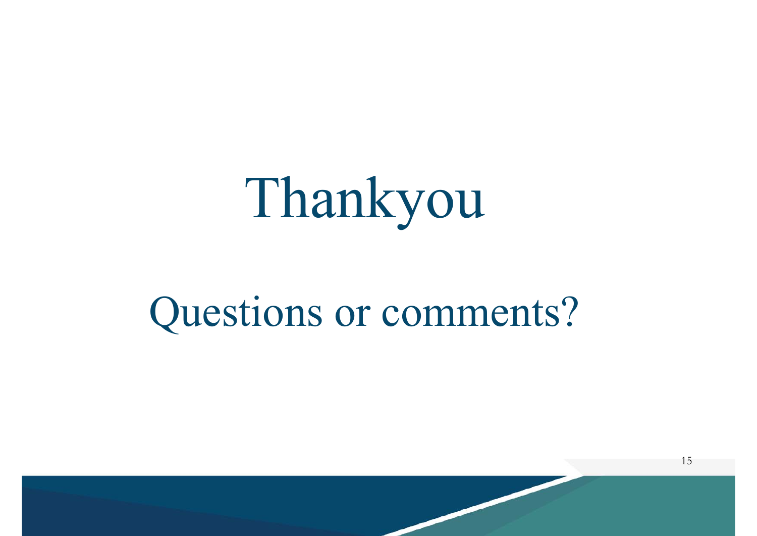# Thankyou

## Questions or comments?